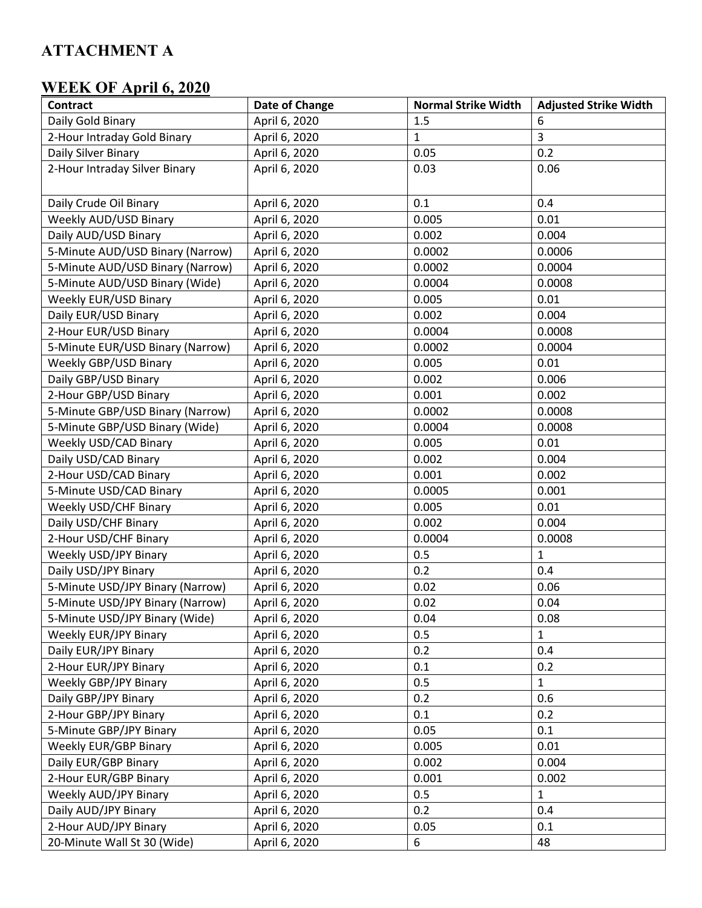# ATTACHMENT A

## WEEK OF April 6, 2020

| Contract | Date of Change | Normal Strike Width | Adjusted Strike Width |
|---|---|---|---|
| Daily Gold Binary | April 6, 2020 | 1.5 | 6 |
| 2-Hour Intraday Gold Binary | April 6, 2020 | 1 | 3 |
| Daily Silver Binary | April 6, 2020 | 0.05 | 0.2 |
| 2-Hour Intraday Silver Binary | April 6, 2020 | 0.03 | 0.06 |
| Daily Crude Oil Binary | April 6, 2020 | 0.1 | 0.4 |
| Weekly AUD/USD Binary | April 6, 2020 | 0.005 | 0.01 |
| Daily AUD/USD Binary | April 6, 2020 | 0.002 | 0.004 |
| 5-Minute AUD/USD Binary (Narrow) | April 6, 2020 | 0.0002 | 0.0006 |
| 5-Minute AUD/USD Binary (Narrow) | April 6, 2020 | 0.0002 | 0.0004 |
| 5-Minute AUD/USD Binary (Wide) | April 6, 2020 | 0.0004 | 0.0008 |
| Weekly EUR/USD Binary | April 6, 2020 | 0.005 | 0.01 |
| Daily EUR/USD Binary | April 6, 2020 | 0.002 | 0.004 |
| 2-Hour EUR/USD Binary | April 6, 2020 | 0.0004 | 0.0008 |
| 5-Minute EUR/USD Binary (Narrow) | April 6, 2020 | 0.0002 | 0.0004 |
| Weekly GBP/USD Binary | April 6, 2020 | 0.005 | 0.01 |
| Daily GBP/USD Binary | April 6, 2020 | 0.002 | 0.006 |
| 2-Hour GBP/USD Binary | April 6, 2020 | 0.001 | 0.002 |
| 5-Minute GBP/USD Binary (Narrow) | April 6, 2020 | 0.0002 | 0.0008 |
| 5-Minute GBP/USD Binary (Wide) | April 6, 2020 | 0.0004 | 0.0008 |
| Weekly USD/CAD Binary | April 6, 2020 | 0.005 | 0.01 |
| Daily USD/CAD Binary | April 6, 2020 | 0.002 | 0.004 |
| 2-Hour USD/CAD Binary | April 6, 2020 | 0.001 | 0.002 |
| 5-Minute USD/CAD Binary | April 6, 2020 | 0.0005 | 0.001 |
| Weekly USD/CHF Binary | April 6, 2020 | 0.005 | 0.01 |
| Daily USD/CHF Binary | April 6, 2020 | 0.002 | 0.004 |
| 2-Hour USD/CHF Binary | April 6, 2020 | 0.0004 | 0.0008 |
| Weekly USD/JPY Binary | April 6, 2020 | 0.5 | 1 |
| Daily USD/JPY Binary | April 6, 2020 | 0.2 | 0.4 |
| 5-Minute USD/JPY Binary (Narrow) | April 6, 2020 | 0.02 | 0.06 |
| 5-Minute USD/JPY Binary (Narrow) | April 6, 2020 | 0.02 | 0.04 |
| 5-Minute USD/JPY Binary (Wide) | April 6, 2020 | 0.04 | 0.08 |
| Weekly EUR/JPY Binary | April 6, 2020 | 0.5 | 1 |
| Daily EUR/JPY Binary | April 6, 2020 | 0.2 | 0.4 |
| 2-Hour EUR/JPY Binary | April 6, 2020 | 0.1 | 0.2 |
| Weekly GBP/JPY Binary | April 6, 2020 | 0.5 | 1 |
| Daily GBP/JPY Binary | April 6, 2020 | 0.2 | 0.6 |
| 2-Hour GBP/JPY Binary | April 6, 2020 | 0.1 | 0.2 |
| 5-Minute GBP/JPY Binary | April 6, 2020 | 0.05 | 0.1 |
| Weekly EUR/GBP Binary | April 6, 2020 | 0.005 | 0.01 |
| Daily EUR/GBP Binary | April 6, 2020 | 0.002 | 0.004 |
| 2-Hour EUR/GBP Binary | April 6, 2020 | 0.001 | 0.002 |
| Weekly AUD/JPY Binary | April 6, 2020 | 0.5 | 1 |
| Daily AUD/JPY Binary | April 6, 2020 | 0.2 | 0.4 |
| 2-Hour AUD/JPY Binary | April 6, 2020 | 0.05 | 0.1 |
| 20-Minute Wall St 30 (Wide) | April 6, 2020 | 6 | 48 |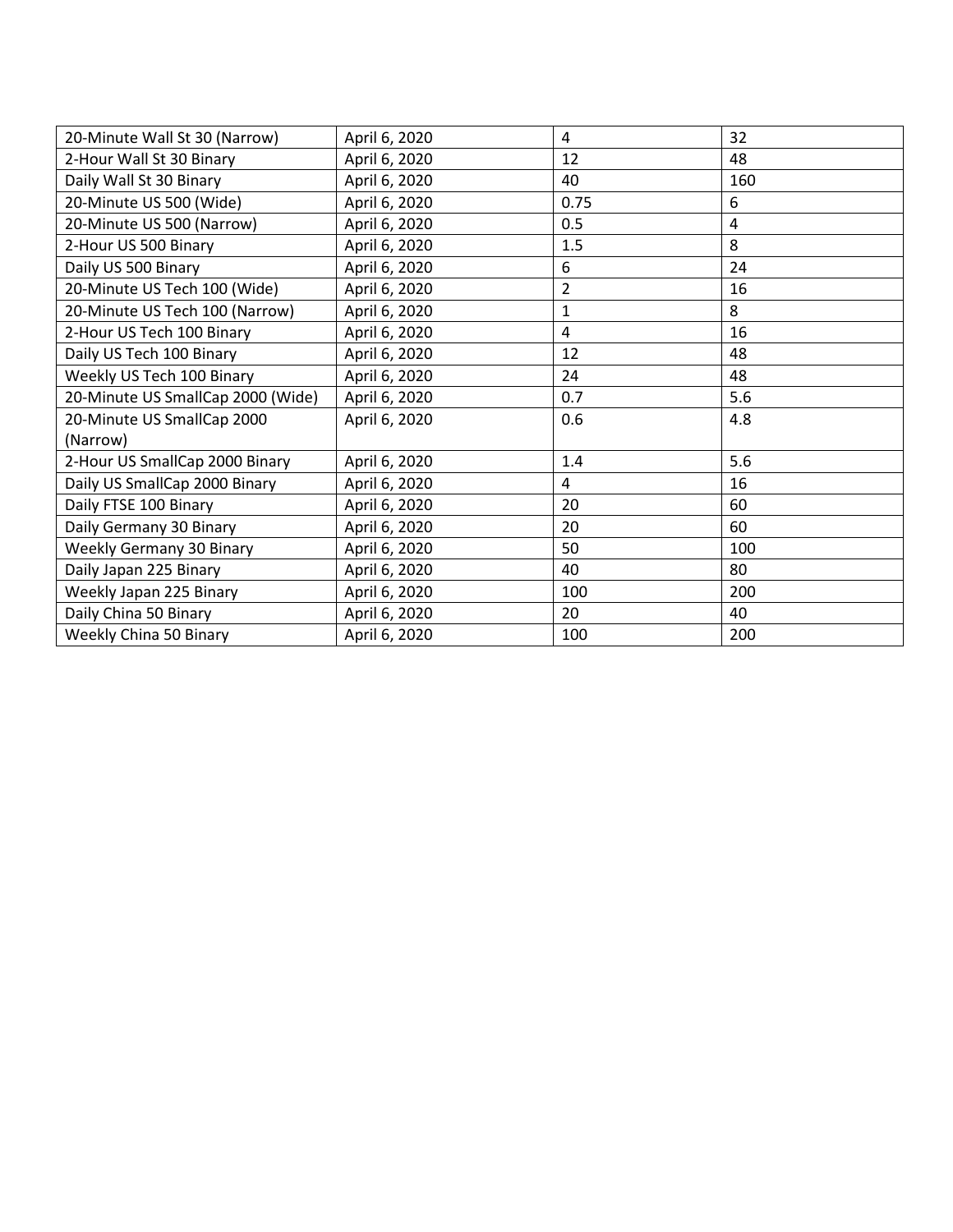| | | | |
|---|---|---|---|
| 20-Minute Wall St 30 (Narrow) | April 6, 2020 | 4 | 32 |
| 2-Hour Wall St 30 Binary | April 6, 2020 | 12 | 48 |
| Daily Wall St 30 Binary | April 6, 2020 | 40 | 160 |
| 20-Minute US 500 (Wide) | April 6, 2020 | 0.75 | 6 |
| 20-Minute US 500 (Narrow) | April 6, 2020 | 0.5 | 4 |
| 2-Hour US 500 Binary | April 6, 2020 | 1.5 | 8 |
| Daily US 500 Binary | April 6, 2020 | 6 | 24 |
| 20-Minute US Tech 100 (Wide) | April 6, 2020 | 2 | 16 |
| 20-Minute US Tech 100 (Narrow) | April 6, 2020 | 1 | 8 |
| 2-Hour US Tech 100 Binary | April 6, 2020 | 4 | 16 |
| Daily US Tech 100 Binary | April 6, 2020 | 12 | 48 |
| Weekly US Tech 100 Binary | April 6, 2020 | 24 | 48 |
| 20-Minute US SmallCap 2000 (Wide) | April 6, 2020 | 0.7 | 5.6 |
| 20-Minute US SmallCap 2000 (Narrow) | April 6, 2020 | 0.6 | 4.8 |
| 2-Hour US SmallCap 2000 Binary | April 6, 2020 | 1.4 | 5.6 |
| Daily US SmallCap 2000 Binary | April 6, 2020 | 4 | 16 |
| Daily FTSE 100 Binary | April 6, 2020 | 20 | 60 |
| Daily Germany 30 Binary | April 6, 2020 | 20 | 60 |
| Weekly Germany 30 Binary | April 6, 2020 | 50 | 100 |
| Daily Japan 225 Binary | April 6, 2020 | 40 | 80 |
| Weekly Japan 225 Binary | April 6, 2020 | 100 | 200 |
| Daily China 50 Binary | April 6, 2020 | 20 | 40 |
| Weekly China 50 Binary | April 6, 2020 | 100 | 200 |